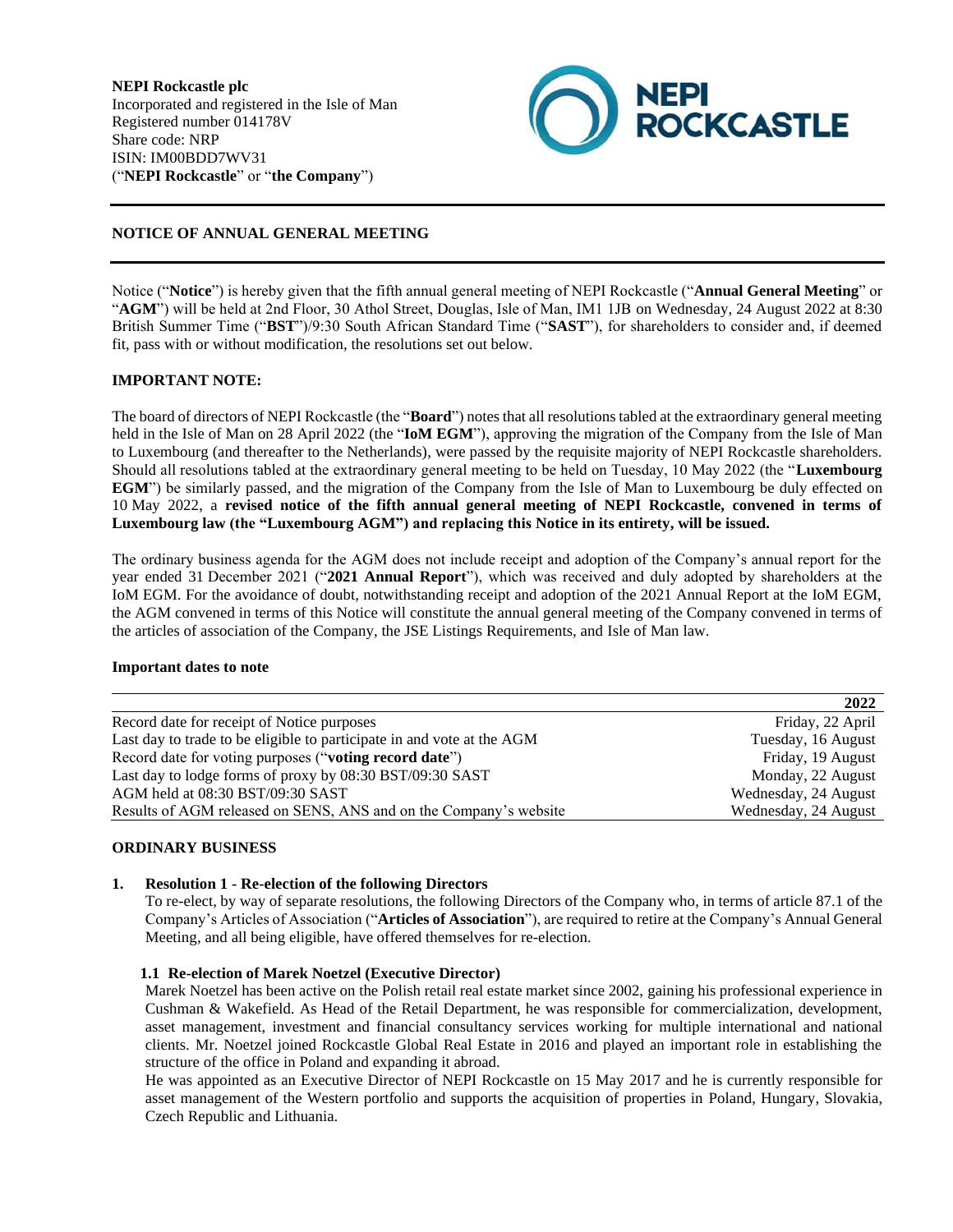**NEPI Rockcastle plc**
Incorporated and registered in the Isle of Man
Registered number 014178V
Share code: NRP
ISIN: IM00BDD7WV31
("**NEPI Rockcastle**" or "**the Company**")

## NOTICE OF ANNUAL GENERAL MEETING

Notice ("**Notice**") is hereby given that the fifth annual general meeting of NEPI Rockcastle ("**Annual General Meeting**" or "**AGM**") will be held at 2nd Floor, 30 Athol Street, Douglas, Isle of Man, IM1 1JB on Wednesday, 24 August 2022 at 8:30 British Summer Time ("**BST**")/9:30 South African Standard Time ("**SAST**"), for shareholders to consider and, if deemed fit, pass with or without modification, the resolutions set out below.

### IMPORTANT NOTE:

The board of directors of NEPI Rockcastle (the "**Board**") notes that all resolutions tabled at the extraordinary general meeting held in the Isle of Man on 28 April 2022 (the "**IoM EGM**"), approving the migration of the Company from the Isle of Man to Luxembourg (and thereafter to the Netherlands), were passed by the requisite majority of NEPI Rockcastle shareholders. Should all resolutions tabled at the extraordinary general meeting to be held on Tuesday, 10 May 2022 (the "**Luxembourg EGM**") be similarly passed, and the migration of the Company from the Isle of Man to Luxembourg be duly effected on 10 May 2022, a **revised notice of the fifth annual general meeting of NEPI Rockcastle, convened in terms of Luxembourg law (the "Luxembourg AGM") and replacing this Notice in its entirety, will be issued.**

The ordinary business agenda for the AGM does not include receipt and adoption of the Company's annual report for the year ended 31 December 2021 ("**2021 Annual Report**"), which was received and duly adopted by shareholders at the IoM EGM. For the avoidance of doubt, notwithstanding receipt and adoption of the 2021 Annual Report at the IoM EGM, the AGM convened in terms of this Notice will constitute the annual general meeting of the Company convened in terms of the articles of association of the Company, the JSE Listings Requirements, and Isle of Man law.

### Important dates to note

| | 2022 |
|---|---|
| Record date for receipt of Notice purposes | Friday, 22 April |
| Last day to trade to be eligible to participate in and vote at the AGM | Tuesday, 16 August |
| Record date for voting purposes ("**voting record date**") | Friday, 19 August |
| Last day to lodge forms of proxy by 08:30 BST/09:30 SAST | Monday, 22 August |
| AGM held at 08:30 BST/09:30 SAST | Wednesday, 24 August |
| Results of AGM released on SENS, ANS and on the Company's website | Wednesday, 24 August |

### ORDINARY BUSINESS

**1. Resolution 1 - Re-election of the following Directors**

To re-elect, by way of separate resolutions, the following Directors of the Company who, in terms of article 87.1 of the Company's Articles of Association ("**Articles of Association**"), are required to retire at the Company's Annual General Meeting, and all being eligible, have offered themselves for re-election.

**1.1 Re-election of Marek Noetzel (Executive Director)**

Marek Noetzel has been active on the Polish retail real estate market since 2002, gaining his professional experience in Cushman & Wakefield. As Head of the Retail Department, he was responsible for commercialization, development, asset management, investment and financial consultancy services working for multiple international and national clients. Mr. Noetzel joined Rockcastle Global Real Estate in 2016 and played an important role in establishing the structure of the office in Poland and expanding it abroad.

He was appointed as an Executive Director of NEPI Rockcastle on 15 May 2017 and he is currently responsible for asset management of the Western portfolio and supports the acquisition of properties in Poland, Hungary, Slovakia, Czech Republic and Lithuania.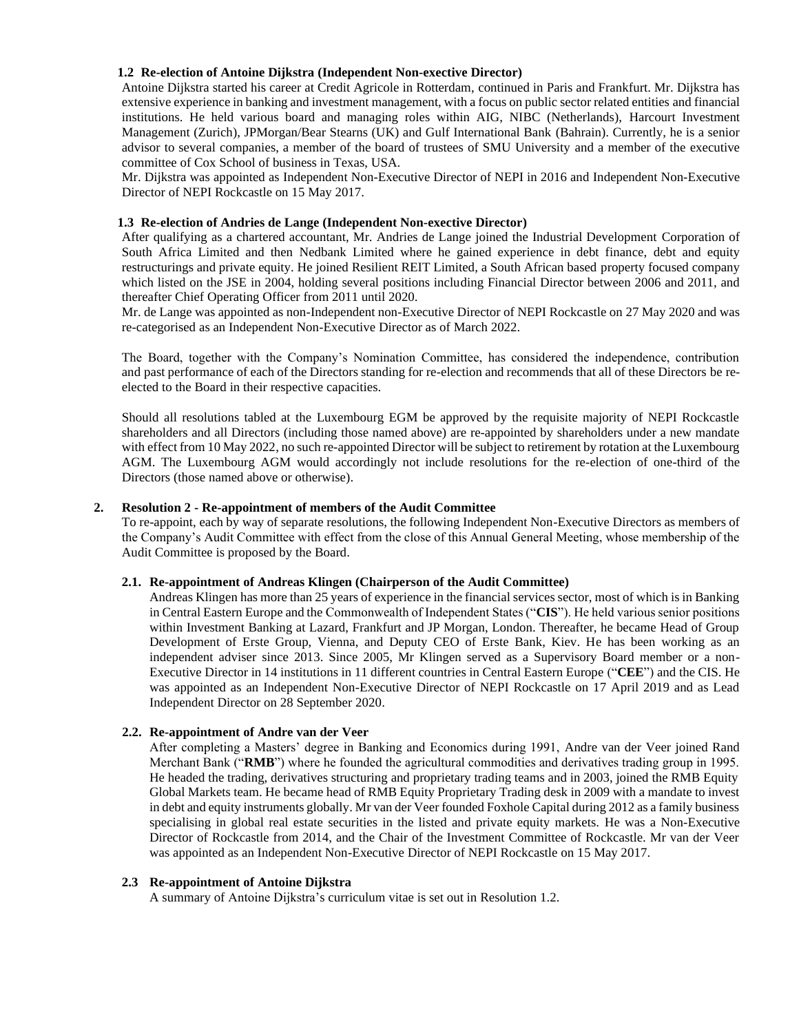### 1.2 Re-election of Antoine Dijkstra (Independent Non-exective Director)

Antoine Dijkstra started his career at Credit Agricole in Rotterdam, continued in Paris and Frankfurt. Mr. Dijkstra has extensive experience in banking and investment management, with a focus on public sector related entities and financial institutions. He held various board and managing roles within AIG, NIBC (Netherlands), Harcourt Investment Management (Zurich), JPMorgan/Bear Stearns (UK) and Gulf International Bank (Bahrain). Currently, he is a senior advisor to several companies, a member of the board of trustees of SMU University and a member of the executive committee of Cox School of business in Texas, USA.

Mr. Dijkstra was appointed as Independent Non-Executive Director of NEPI in 2016 and Independent Non-Executive Director of NEPI Rockcastle on 15 May 2017.

### 1.3 Re-election of Andries de Lange (Independent Non-exective Director)

After qualifying as a chartered accountant, Mr. Andries de Lange joined the Industrial Development Corporation of South Africa Limited and then Nedbank Limited where he gained experience in debt finance, debt and equity restructurings and private equity. He joined Resilient REIT Limited, a South African based property focused company which listed on the JSE in 2004, holding several positions including Financial Director between 2006 and 2011, and thereafter Chief Operating Officer from 2011 until 2020.

Mr. de Lange was appointed as non-Independent non-Executive Director of NEPI Rockcastle on 27 May 2020 and was re-categorised as an Independent Non-Executive Director as of March 2022.

The Board, together with the Company's Nomination Committee, has considered the independence, contribution and past performance of each of the Directors standing for re-election and recommends that all of these Directors be re-elected to the Board in their respective capacities.

Should all resolutions tabled at the Luxembourg EGM be approved by the requisite majority of NEPI Rockcastle shareholders and all Directors (including those named above) are re-appointed by shareholders under a new mandate with effect from 10 May 2022, no such re-appointed Director will be subject to retirement by rotation at the Luxembourg AGM. The Luxembourg AGM would accordingly not include resolutions for the re-election of one-third of the Directors (those named above or otherwise).

## 2. Resolution 2 - Re-appointment of members of the Audit Committee

To re-appoint, each by way of separate resolutions, the following Independent Non-Executive Directors as members of the Company's Audit Committee with effect from the close of this Annual General Meeting, whose membership of the Audit Committee is proposed by the Board.

### 2.1. Re-appointment of Andreas Klingen (Chairperson of the Audit Committee)

Andreas Klingen has more than 25 years of experience in the financial services sector, most of which is in Banking in Central Eastern Europe and the Commonwealth of Independent States ("**CIS**"). He held various senior positions within Investment Banking at Lazard, Frankfurt and JP Morgan, London. Thereafter, he became Head of Group Development of Erste Group, Vienna, and Deputy CEO of Erste Bank, Kiev. He has been working as an independent adviser since 2013. Since 2005, Mr Klingen served as a Supervisory Board member or a non-Executive Director in 14 institutions in 11 different countries in Central Eastern Europe ("**CEE**") and the CIS. He was appointed as an Independent Non-Executive Director of NEPI Rockcastle on 17 April 2019 and as Lead Independent Director on 28 September 2020.

### 2.2. Re-appointment of Andre van der Veer

After completing a Masters' degree in Banking and Economics during 1991, Andre van der Veer joined Rand Merchant Bank ("**RMB**") where he founded the agricultural commodities and derivatives trading group in 1995. He headed the trading, derivatives structuring and proprietary trading teams and in 2003, joined the RMB Equity Global Markets team. He became head of RMB Equity Proprietary Trading desk in 2009 with a mandate to invest in debt and equity instruments globally. Mr van der Veer founded Foxhole Capital during 2012 as a family business specialising in global real estate securities in the listed and private equity markets. He was a Non-Executive Director of Rockcastle from 2014, and the Chair of the Investment Committee of Rockcastle. Mr van der Veer was appointed as an Independent Non-Executive Director of NEPI Rockcastle on 15 May 2017.

### 2.3 Re-appointment of Antoine Dijkstra

A summary of Antoine Dijkstra's curriculum vitae is set out in Resolution 1.2.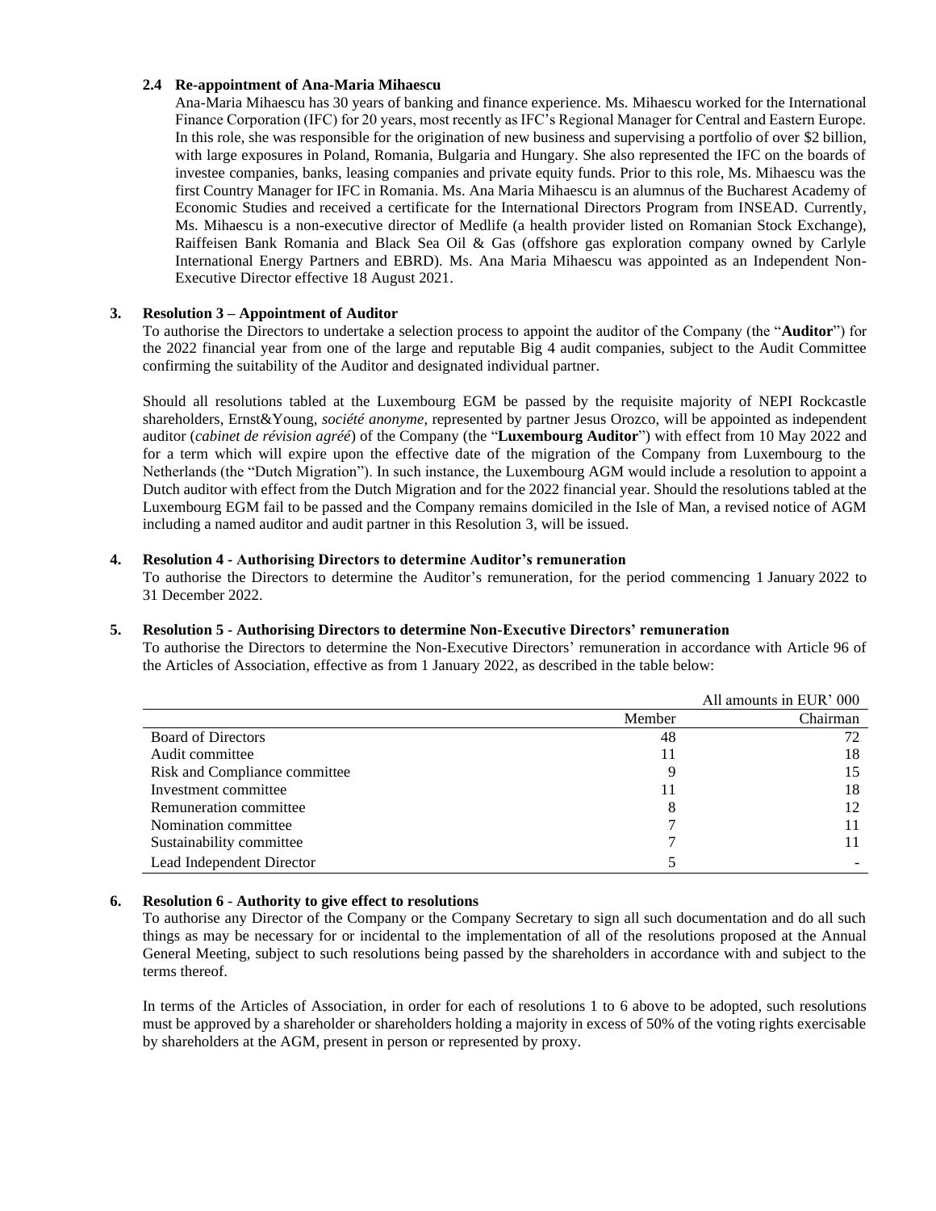### 2.4 Re-appointment of Ana-Maria Mihaescu

Ana-Maria Mihaescu has 30 years of banking and finance experience. Ms. Mihaescu worked for the International Finance Corporation (IFC) for 20 years, most recently as IFC's Regional Manager for Central and Eastern Europe. In this role, she was responsible for the origination of new business and supervising a portfolio of over $2 billion, with large exposures in Poland, Romania, Bulgaria and Hungary. She also represented the IFC on the boards of investee companies, banks, leasing companies and private equity funds. Prior to this role, Ms. Mihaescu was the first Country Manager for IFC in Romania. Ms. Ana Maria Mihaescu is an alumnus of the Bucharest Academy of Economic Studies and received a certificate for the International Directors Program from INSEAD. Currently, Ms. Mihaescu is a non-executive director of Medlife (a health provider listed on Romanian Stock Exchange), Raiffeisen Bank Romania and Black Sea Oil & Gas (offshore gas exploration company owned by Carlyle International Energy Partners and EBRD). Ms. Ana Maria Mihaescu was appointed as an Independent Non-Executive Director effective 18 August 2021.

### 3. Resolution 3 – Appointment of Auditor

To authorise the Directors to undertake a selection process to appoint the auditor of the Company (the "**Auditor**") for the 2022 financial year from one of the large and reputable Big 4 audit companies, subject to the Audit Committee confirming the suitability of the Auditor and designated individual partner.

Should all resolutions tabled at the Luxembourg EGM be passed by the requisite majority of NEPI Rockcastle shareholders, Ernst&Young, *société anonyme*, represented by partner Jesus Orozco, will be appointed as independent auditor (*cabinet de révision agréé*) of the Company (the "**Luxembourg Auditor**") with effect from 10 May 2022 and for a term which will expire upon the effective date of the migration of the Company from Luxembourg to the Netherlands (the "Dutch Migration"). In such instance, the Luxembourg AGM would include a resolution to appoint a Dutch auditor with effect from the Dutch Migration and for the 2022 financial year. Should the resolutions tabled at the Luxembourg EGM fail to be passed and the Company remains domiciled in the Isle of Man, a revised notice of AGM including a named auditor and audit partner in this Resolution 3, will be issued.

### 4. Resolution 4 - Authorising Directors to determine Auditor's remuneration

To authorise the Directors to determine the Auditor's remuneration, for the period commencing 1 January 2022 to 31 December 2022.

### 5. Resolution 5 - Authorising Directors to determine Non-Executive Directors' remuneration

To authorise the Directors to determine the Non-Executive Directors' remuneration in accordance with Article 96 of the Articles of Association, effective as from 1 January 2022, as described in the table below:

| | | All amounts in EUR' 000 |
|---|---|---|
| | Member | Chairman |
| Board of Directors | 48 | 72 |
| Audit committee | 11 | 18 |
| Risk and Compliance committee | 9 | 15 |
| Investment committee | 11 | 18 |
| Remuneration committee | 8 | 12 |
| Nomination committee | 7 | 11 |
| Sustainability committee | 7 | 11 |
| Lead Independent Director | 5 | - |

### 6. Resolution 6 - Authority to give effect to resolutions

To authorise any Director of the Company or the Company Secretary to sign all such documentation and do all such things as may be necessary for or incidental to the implementation of all of the resolutions proposed at the Annual General Meeting, subject to such resolutions being passed by the shareholders in accordance with and subject to the terms thereof.

In terms of the Articles of Association, in order for each of resolutions 1 to 6 above to be adopted, such resolutions must be approved by a shareholder or shareholders holding a majority in excess of 50% of the voting rights exercisable by shareholders at the AGM, present in person or represented by proxy.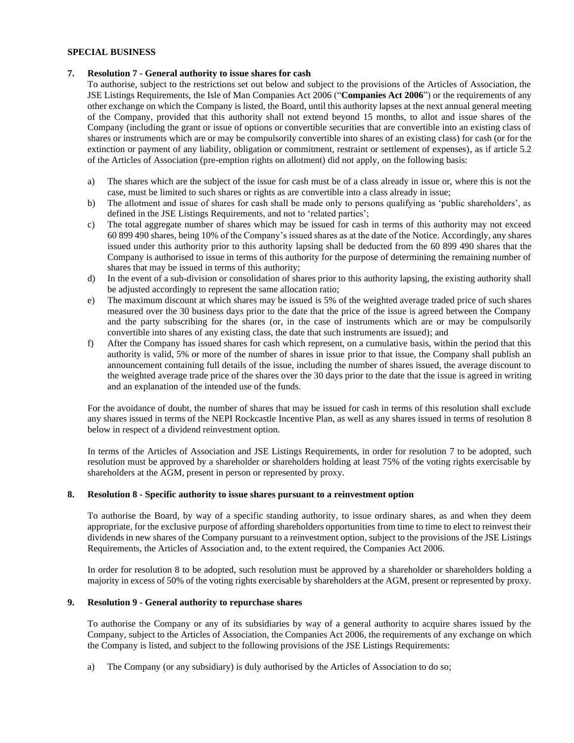**SPECIAL BUSINESS**

**7. Resolution 7 - General authority to issue shares for cash**

To authorise, subject to the restrictions set out below and subject to the provisions of the Articles of Association, the JSE Listings Requirements, the Isle of Man Companies Act 2006 ("**Companies Act 2006**") or the requirements of any other exchange on which the Company is listed, the Board, until this authority lapses at the next annual general meeting of the Company, provided that this authority shall not extend beyond 15 months, to allot and issue shares of the Company (including the grant or issue of options or convertible securities that are convertible into an existing class of shares or instruments which are or may be compulsorily convertible into shares of an existing class) for cash (or for the extinction or payment of any liability, obligation or commitment, restraint or settlement of expenses), as if article 5.2 of the Articles of Association (pre-emption rights on allotment) did not apply, on the following basis:

a) The shares which are the subject of the issue for cash must be of a class already in issue or, where this is not the case, must be limited to such shares or rights as are convertible into a class already in issue;
b) The allotment and issue of shares for cash shall be made only to persons qualifying as 'public shareholders', as defined in the JSE Listings Requirements, and not to 'related parties';
c) The total aggregate number of shares which may be issued for cash in terms of this authority may not exceed 60 899 490 shares, being 10% of the Company's issued shares as at the date of the Notice. Accordingly, any shares issued under this authority prior to this authority lapsing shall be deducted from the 60 899 490 shares that the Company is authorised to issue in terms of this authority for the purpose of determining the remaining number of shares that may be issued in terms of this authority;
d) In the event of a sub-division or consolidation of shares prior to this authority lapsing, the existing authority shall be adjusted accordingly to represent the same allocation ratio;
e) The maximum discount at which shares may be issued is 5% of the weighted average traded price of such shares measured over the 30 business days prior to the date that the price of the issue is agreed between the Company and the party subscribing for the shares (or, in the case of instruments which are or may be compulsorily convertible into shares of any existing class, the date that such instruments are issued); and
f) After the Company has issued shares for cash which represent, on a cumulative basis, within the period that this authority is valid, 5% or more of the number of shares in issue prior to that issue, the Company shall publish an announcement containing full details of the issue, including the number of shares issued, the average discount to the weighted average trade price of the shares over the 30 days prior to the date that the issue is agreed in writing and an explanation of the intended use of the funds.

For the avoidance of doubt, the number of shares that may be issued for cash in terms of this resolution shall exclude any shares issued in terms of the NEPI Rockcastle Incentive Plan, as well as any shares issued in terms of resolution 8 below in respect of a dividend reinvestment option.

In terms of the Articles of Association and JSE Listings Requirements, in order for resolution 7 to be adopted, such resolution must be approved by a shareholder or shareholders holding at least 75% of the voting rights exercisable by shareholders at the AGM, present in person or represented by proxy.

**8. Resolution 8 - Specific authority to issue shares pursuant to a reinvestment option**

To authorise the Board, by way of a specific standing authority, to issue ordinary shares, as and when they deem appropriate, for the exclusive purpose of affording shareholders opportunities from time to time to elect to reinvest their dividends in new shares of the Company pursuant to a reinvestment option, subject to the provisions of the JSE Listings Requirements, the Articles of Association and, to the extent required, the Companies Act 2006.

In order for resolution 8 to be adopted, such resolution must be approved by a shareholder or shareholders holding a majority in excess of 50% of the voting rights exercisable by shareholders at the AGM, present or represented by proxy.

**9. Resolution 9 - General authority to repurchase shares**

To authorise the Company or any of its subsidiaries by way of a general authority to acquire shares issued by the Company, subject to the Articles of Association, the Companies Act 2006, the requirements of any exchange on which the Company is listed, and subject to the following provisions of the JSE Listings Requirements:

a) The Company (or any subsidiary) is duly authorised by the Articles of Association to do so;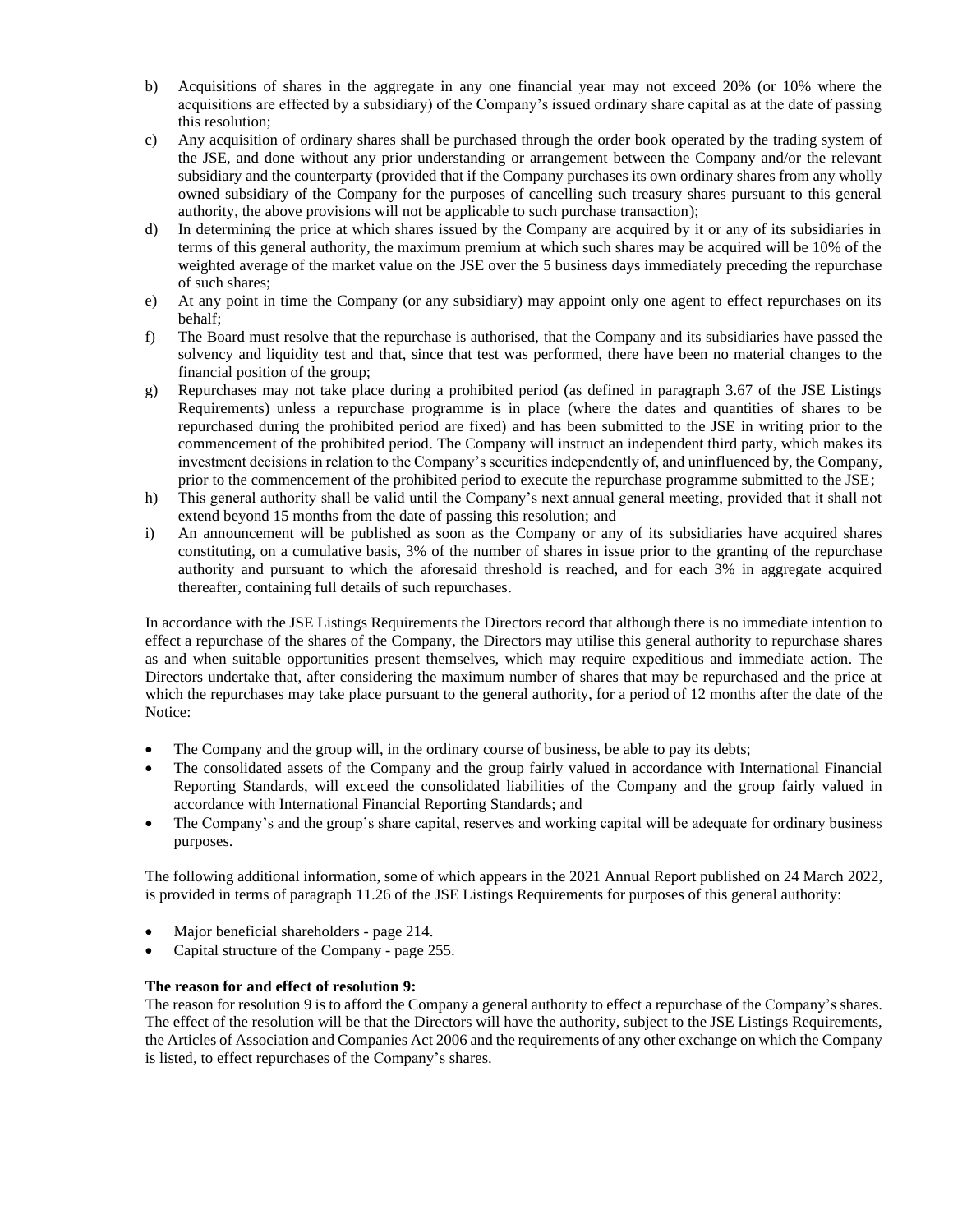b) Acquisitions of shares in the aggregate in any one financial year may not exceed 20% (or 10% where the acquisitions are effected by a subsidiary) of the Company's issued ordinary share capital as at the date of passing this resolution;
c) Any acquisition of ordinary shares shall be purchased through the order book operated by the trading system of the JSE, and done without any prior understanding or arrangement between the Company and/or the relevant subsidiary and the counterparty (provided that if the Company purchases its own ordinary shares from any wholly owned subsidiary of the Company for the purposes of cancelling such treasury shares pursuant to this general authority, the above provisions will not be applicable to such purchase transaction);
d) In determining the price at which shares issued by the Company are acquired by it or any of its subsidiaries in terms of this general authority, the maximum premium at which such shares may be acquired will be 10% of the weighted average of the market value on the JSE over the 5 business days immediately preceding the repurchase of such shares;
e) At any point in time the Company (or any subsidiary) may appoint only one agent to effect repurchases on its behalf;
f) The Board must resolve that the repurchase is authorised, that the Company and its subsidiaries have passed the solvency and liquidity test and that, since that test was performed, there have been no material changes to the financial position of the group;
g) Repurchases may not take place during a prohibited period (as defined in paragraph 3.67 of the JSE Listings Requirements) unless a repurchase programme is in place (where the dates and quantities of shares to be repurchased during the prohibited period are fixed) and has been submitted to the JSE in writing prior to the commencement of the prohibited period. The Company will instruct an independent third party, which makes its investment decisions in relation to the Company's securities independently of, and uninfluenced by, the Company, prior to the commencement of the prohibited period to execute the repurchase programme submitted to the JSE;
h) This general authority shall be valid until the Company's next annual general meeting, provided that it shall not extend beyond 15 months from the date of passing this resolution; and
i) An announcement will be published as soon as the Company or any of its subsidiaries have acquired shares constituting, on a cumulative basis, 3% of the number of shares in issue prior to the granting of the repurchase authority and pursuant to which the aforesaid threshold is reached, and for each 3% in aggregate acquired thereafter, containing full details of such repurchases.

In accordance with the JSE Listings Requirements the Directors record that although there is no immediate intention to effect a repurchase of the shares of the Company, the Directors may utilise this general authority to repurchase shares as and when suitable opportunities present themselves, which may require expeditious and immediate action. The Directors undertake that, after considering the maximum number of shares that may be repurchased and the price at which the repurchases may take place pursuant to the general authority, for a period of 12 months after the date of the Notice:

- The Company and the group will, in the ordinary course of business, be able to pay its debts;
- The consolidated assets of the Company and the group fairly valued in accordance with International Financial Reporting Standards, will exceed the consolidated liabilities of the Company and the group fairly valued in accordance with International Financial Reporting Standards; and
- The Company's and the group's share capital, reserves and working capital will be adequate for ordinary business purposes.

The following additional information, some of which appears in the 2021 Annual Report published on 24 March 2022, is provided in terms of paragraph 11.26 of the JSE Listings Requirements for purposes of this general authority:

- Major beneficial shareholders - page 214.
- Capital structure of the Company - page 255.

**The reason for and effect of resolution 9:**
The reason for resolution 9 is to afford the Company a general authority to effect a repurchase of the Company's shares. The effect of the resolution will be that the Directors will have the authority, subject to the JSE Listings Requirements, the Articles of Association and Companies Act 2006 and the requirements of any other exchange on which the Company is listed, to effect repurchases of the Company's shares.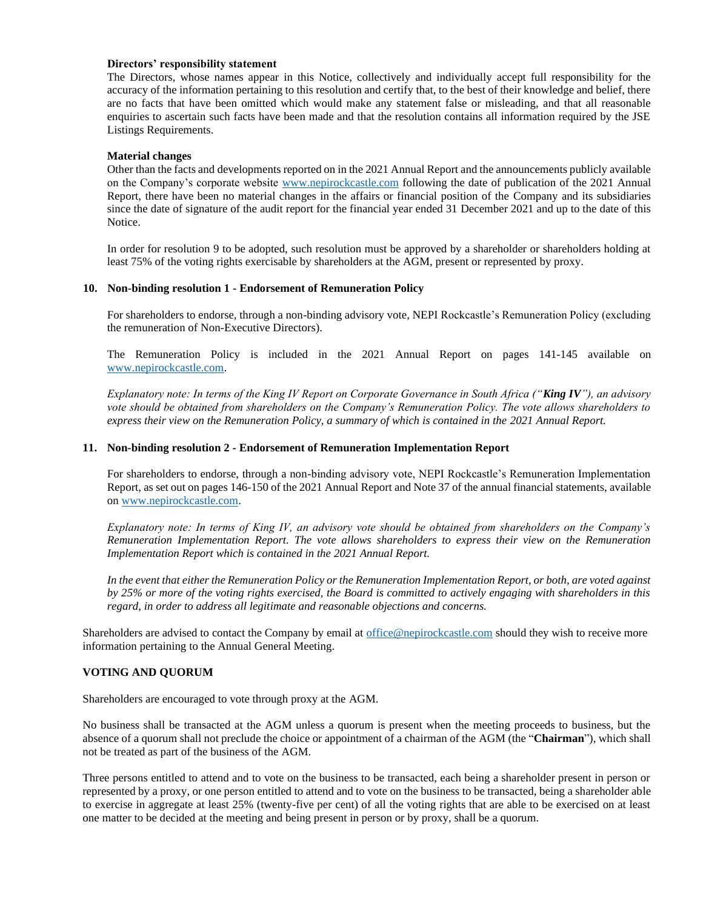**Directors' responsibility statement**

The Directors, whose names appear in this Notice, collectively and individually accept full responsibility for the accuracy of the information pertaining to this resolution and certify that, to the best of their knowledge and belief, there are no facts that have been omitted which would make any statement false or misleading, and that all reasonable enquiries to ascertain such facts have been made and that the resolution contains all information required by the JSE Listings Requirements.

**Material changes**

Other than the facts and developments reported on in the 2021 Annual Report and the announcements publicly available on the Company's corporate website www.nepirockcastle.com following the date of publication of the 2021 Annual Report, there have been no material changes in the affairs or financial position of the Company and its subsidiaries since the date of signature of the audit report for the financial year ended 31 December 2021 and up to the date of this Notice.

In order for resolution 9 to be adopted, such resolution must be approved by a shareholder or shareholders holding at least 75% of the voting rights exercisable by shareholders at the AGM, present or represented by proxy.

**10. Non-binding resolution 1 - Endorsement of Remuneration Policy**

For shareholders to endorse, through a non-binding advisory vote, NEPI Rockcastle's Remuneration Policy (excluding the remuneration of Non-Executive Directors).

The Remuneration Policy is included in the 2021 Annual Report on pages 141-145 available on www.nepirockcastle.com.

*Explanatory note: In terms of the King IV Report on Corporate Governance in South Africa ("**King IV**"), an advisory vote should be obtained from shareholders on the Company's Remuneration Policy. The vote allows shareholders to express their view on the Remuneration Policy, a summary of which is contained in the 2021 Annual Report.*

**11. Non-binding resolution 2 - Endorsement of Remuneration Implementation Report**

For shareholders to endorse, through a non-binding advisory vote, NEPI Rockcastle's Remuneration Implementation Report, as set out on pages 146-150 of the 2021 Annual Report and Note 37 of the annual financial statements, available on www.nepirockcastle.com.

*Explanatory note: In terms of King IV, an advisory vote should be obtained from shareholders on the Company's Remuneration Implementation Report. The vote allows shareholders to express their view on the Remuneration Implementation Report which is contained in the 2021 Annual Report.*

*In the event that either the Remuneration Policy or the Remuneration Implementation Report, or both, are voted against by 25% or more of the voting rights exercised, the Board is committed to actively engaging with shareholders in this regard, in order to address all legitimate and reasonable objections and concerns.*

Shareholders are advised to contact the Company by email at office@nepirockcastle.com should they wish to receive more information pertaining to the Annual General Meeting.

**VOTING AND QUORUM**

Shareholders are encouraged to vote through proxy at the AGM.

No business shall be transacted at the AGM unless a quorum is present when the meeting proceeds to business, but the absence of a quorum shall not preclude the choice or appointment of a chairman of the AGM (the "**Chairman**"), which shall not be treated as part of the business of the AGM.

Three persons entitled to attend and to vote on the business to be transacted, each being a shareholder present in person or represented by a proxy, or one person entitled to attend and to vote on the business to be transacted, being a shareholder able to exercise in aggregate at least 25% (twenty-five per cent) of all the voting rights that are able to be exercised on at least one matter to be decided at the meeting and being present in person or by proxy, shall be a quorum.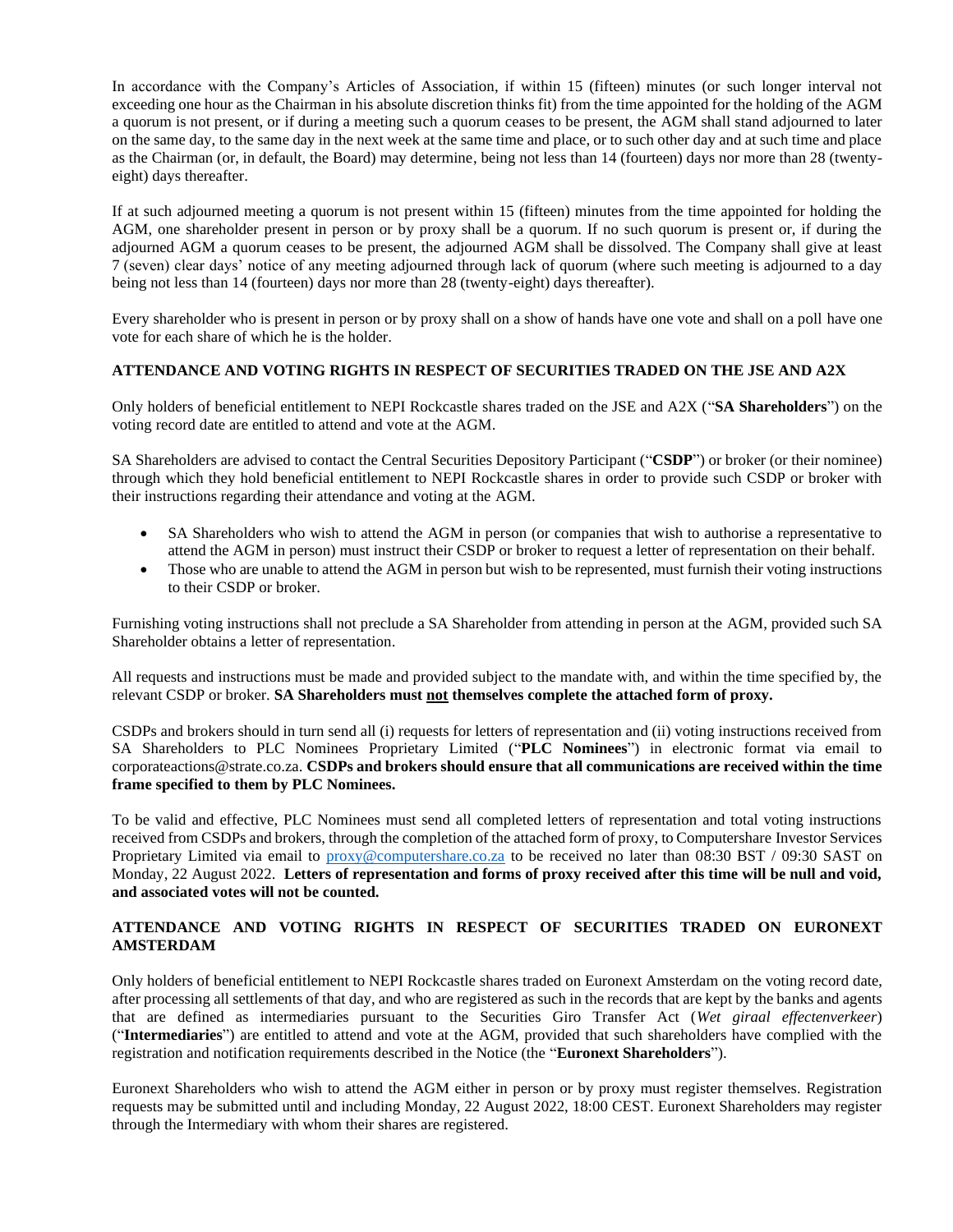In accordance with the Company's Articles of Association, if within 15 (fifteen) minutes (or such longer interval not exceeding one hour as the Chairman in his absolute discretion thinks fit) from the time appointed for the holding of the AGM a quorum is not present, or if during a meeting such a quorum ceases to be present, the AGM shall stand adjourned to later on the same day, to the same day in the next week at the same time and place, or to such other day and at such time and place as the Chairman (or, in default, the Board) may determine, being not less than 14 (fourteen) days nor more than 28 (twenty-eight) days thereafter.

If at such adjourned meeting a quorum is not present within 15 (fifteen) minutes from the time appointed for holding the AGM, one shareholder present in person or by proxy shall be a quorum. If no such quorum is present or, if during the adjourned AGM a quorum ceases to be present, the adjourned AGM shall be dissolved. The Company shall give at least 7 (seven) clear days' notice of any meeting adjourned through lack of quorum (where such meeting is adjourned to a day being not less than 14 (fourteen) days nor more than 28 (twenty-eight) days thereafter).

Every shareholder who is present in person or by proxy shall on a show of hands have one vote and shall on a poll have one vote for each share of which he is the holder.

**ATTENDANCE AND VOTING RIGHTS IN RESPECT OF SECURITIES TRADED ON THE JSE AND A2X**

Only holders of beneficial entitlement to NEPI Rockcastle shares traded on the JSE and A2X ("**SA Shareholders**") on the voting record date are entitled to attend and vote at the AGM.

SA Shareholders are advised to contact the Central Securities Depository Participant ("**CSDP**") or broker (or their nominee) through which they hold beneficial entitlement to NEPI Rockcastle shares in order to provide such CSDP or broker with their instructions regarding their attendance and voting at the AGM.

- SA Shareholders who wish to attend the AGM in person (or companies that wish to authorise a representative to attend the AGM in person) must instruct their CSDP or broker to request a letter of representation on their behalf.
- Those who are unable to attend the AGM in person but wish to be represented, must furnish their voting instructions to their CSDP or broker.

Furnishing voting instructions shall not preclude a SA Shareholder from attending in person at the AGM, provided such SA Shareholder obtains a letter of representation.

All requests and instructions must be made and provided subject to the mandate with, and within the time specified by, the relevant CSDP or broker. **SA Shareholders must not themselves complete the attached form of proxy.**

CSDPs and brokers should in turn send all (i) requests for letters of representation and (ii) voting instructions received from SA Shareholders to PLC Nominees Proprietary Limited ("**PLC Nominees**") in electronic format via email to corporateactions@strate.co.za. **CSDPs and brokers should ensure that all communications are received within the time frame specified to them by PLC Nominees.**

To be valid and effective, PLC Nominees must send all completed letters of representation and total voting instructions received from CSDPs and brokers, through the completion of the attached form of proxy, to Computershare Investor Services Proprietary Limited via email to proxy@computershare.co.za to be received no later than 08:30 BST / 09:30 SAST on Monday, 22 August 2022. **Letters of representation and forms of proxy received after this time will be null and void, and associated votes will not be counted.**

**ATTENDANCE AND VOTING RIGHTS IN RESPECT OF SECURITIES TRADED ON EURONEXT AMSTERDAM**

Only holders of beneficial entitlement to NEPI Rockcastle shares traded on Euronext Amsterdam on the voting record date, after processing all settlements of that day, and who are registered as such in the records that are kept by the banks and agents that are defined as intermediaries pursuant to the Securities Giro Transfer Act (*Wet giraal effectenverkeer*) ("**Intermediaries**") are entitled to attend and vote at the AGM, provided that such shareholders have complied with the registration and notification requirements described in the Notice (the "**Euronext Shareholders**").

Euronext Shareholders who wish to attend the AGM either in person or by proxy must register themselves. Registration requests may be submitted until and including Monday, 22 August 2022, 18:00 CEST. Euronext Shareholders may register through the Intermediary with whom their shares are registered.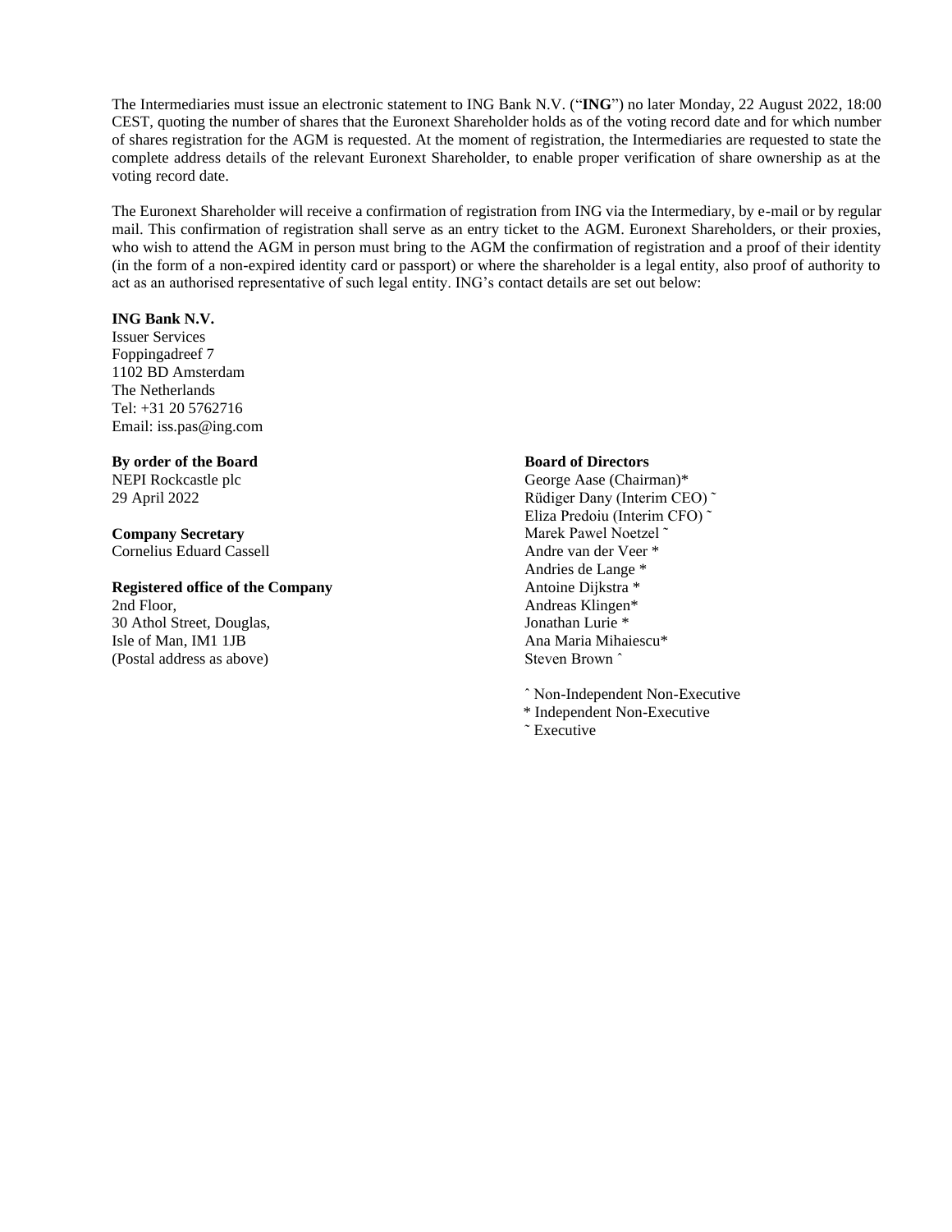The Intermediaries must issue an electronic statement to ING Bank N.V. ("**ING**") no later Monday, 22 August 2022, 18:00 CEST, quoting the number of shares that the Euronext Shareholder holds as of the voting record date and for which number of shares registration for the AGM is requested. At the moment of registration, the Intermediaries are requested to state the complete address details of the relevant Euronext Shareholder, to enable proper verification of share ownership as at the voting record date.

The Euronext Shareholder will receive a confirmation of registration from ING via the Intermediary, by e-mail or by regular mail. This confirmation of registration shall serve as an entry ticket to the AGM. Euronext Shareholders, or their proxies, who wish to attend the AGM in person must bring to the AGM the confirmation of registration and a proof of their identity (in the form of a non-expired identity card or passport) or where the shareholder is a legal entity, also proof of authority to act as an authorised representative of such legal entity. ING's contact details are set out below:

**ING Bank N.V.**
Issuer Services
Foppingadreef 7
1102 BD Amsterdam
The Netherlands
Tel: +31 20 5762716
Email: iss.pas@ing.com

**By order of the Board**
NEPI Rockcastle plc
29 April 2022

**Company Secretary**
Cornelius Eduard Cassell

**Registered office of the Company**
2nd Floor,
30 Athol Street, Douglas,
Isle of Man, IM1 1JB
(Postal address as above)

**Board of Directors**
George Aase (Chairman)*
Rüdiger Dany (Interim CEO) ˜
Eliza Predoiu (Interim CFO) ˜
Marek Pawel Noetzel ˜
Andre van der Veer *
Andries de Lange *
Antoine Dijkstra *
Andreas Klingen*
Jonathan Lurie *
Ana Maria Mihaiescu*
Steven Brown ˆ

ˆ Non-Independent Non-Executive
* Independent Non-Executive
˜ Executive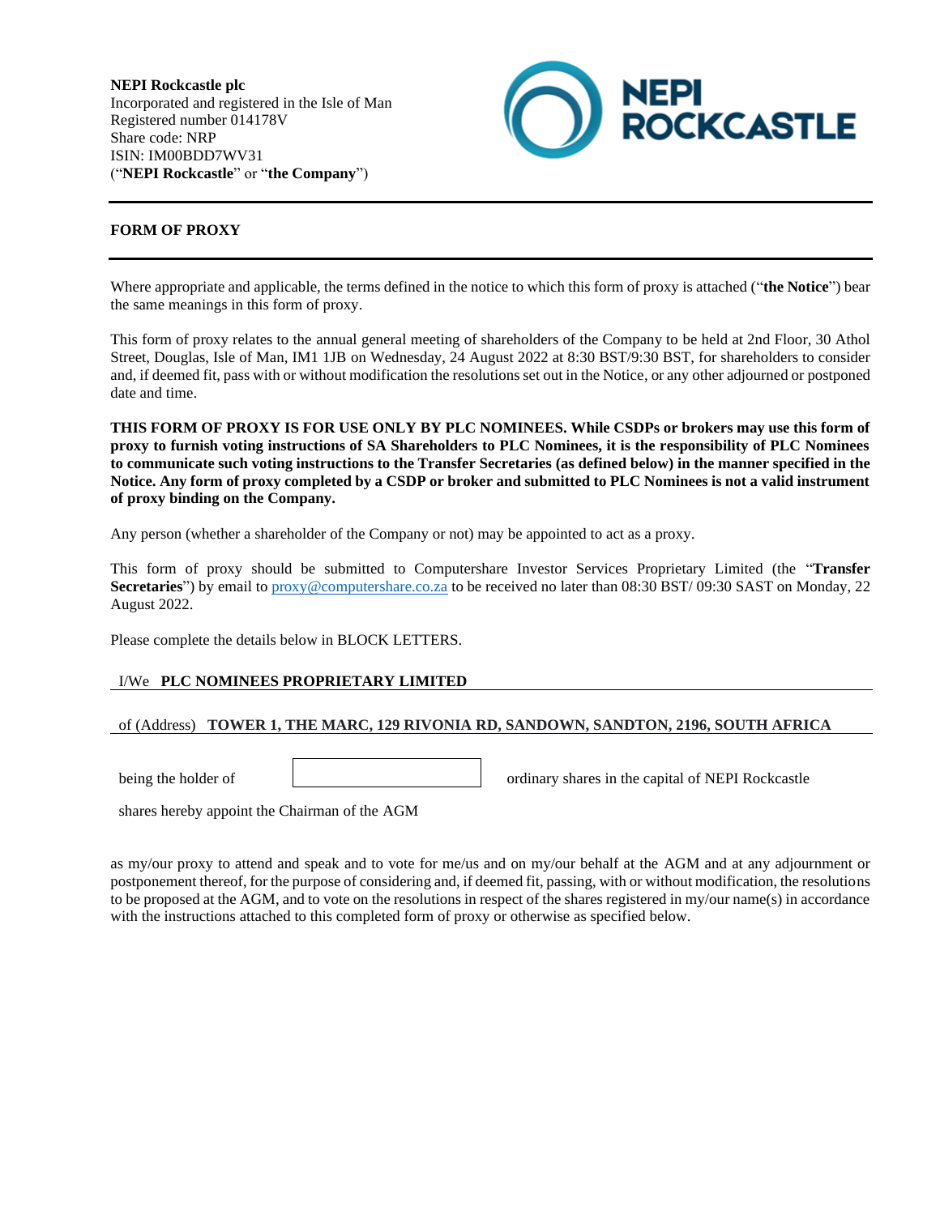**NEPI Rockcastle plc**
Incorporated and registered in the Isle of Man
Registered number 014178V
Share code: NRP
ISIN: IM00BDD7WV31
("**NEPI Rockcastle**" or "**the Company**")

## FORM OF PROXY

Where appropriate and applicable, the terms defined in the notice to which this form of proxy is attached ("**the Notice**") bear the same meanings in this form of proxy.

This form of proxy relates to the annual general meeting of shareholders of the Company to be held at 2nd Floor, 30 Athol Street, Douglas, Isle of Man, IM1 1JB on Wednesday, 24 August 2022 at 8:30 BST/9:30 BST, for shareholders to consider and, if deemed fit, pass with or without modification the resolutions set out in the Notice, or any other adjourned or postponed date and time.

**THIS FORM OF PROXY IS FOR USE ONLY BY PLC NOMINEES. While CSDPs or brokers may use this form of proxy to furnish voting instructions of SA Shareholders to PLC Nominees, it is the responsibility of PLC Nominees to communicate such voting instructions to the Transfer Secretaries (as defined below) in the manner specified in the Notice. Any form of proxy completed by a CSDP or broker and submitted to PLC Nominees is not a valid instrument of proxy binding on the Company.**

Any person (whether a shareholder of the Company or not) may be appointed to act as a proxy.

This form of proxy should be submitted to Computershare Investor Services Proprietary Limited (the "**Transfer Secretaries**") by email to proxy@computershare.co.za to be received no later than 08:30 BST/ 09:30 SAST on Monday, 22 August 2022.

Please complete the details below in BLOCK LETTERS.

I/We **PLC NOMINEES PROPRIETARY LIMITED**

of (Address) **TOWER 1, THE MARC, 129 RIVONIA RD, SANDOWN, SANDTON, 2196, SOUTH AFRICA**

being the holder of ____________ ordinary shares in the capital of NEPI Rockcastle shares hereby appoint the Chairman of the AGM

as my/our proxy to attend and speak and to vote for me/us and on my/our behalf at the AGM and at any adjournment or postponement thereof, for the purpose of considering and, if deemed fit, passing, with or without modification, the resolutions to be proposed at the AGM, and to vote on the resolutions in respect of the shares registered in my/our name(s) in accordance with the instructions attached to this completed form of proxy or otherwise as specified below.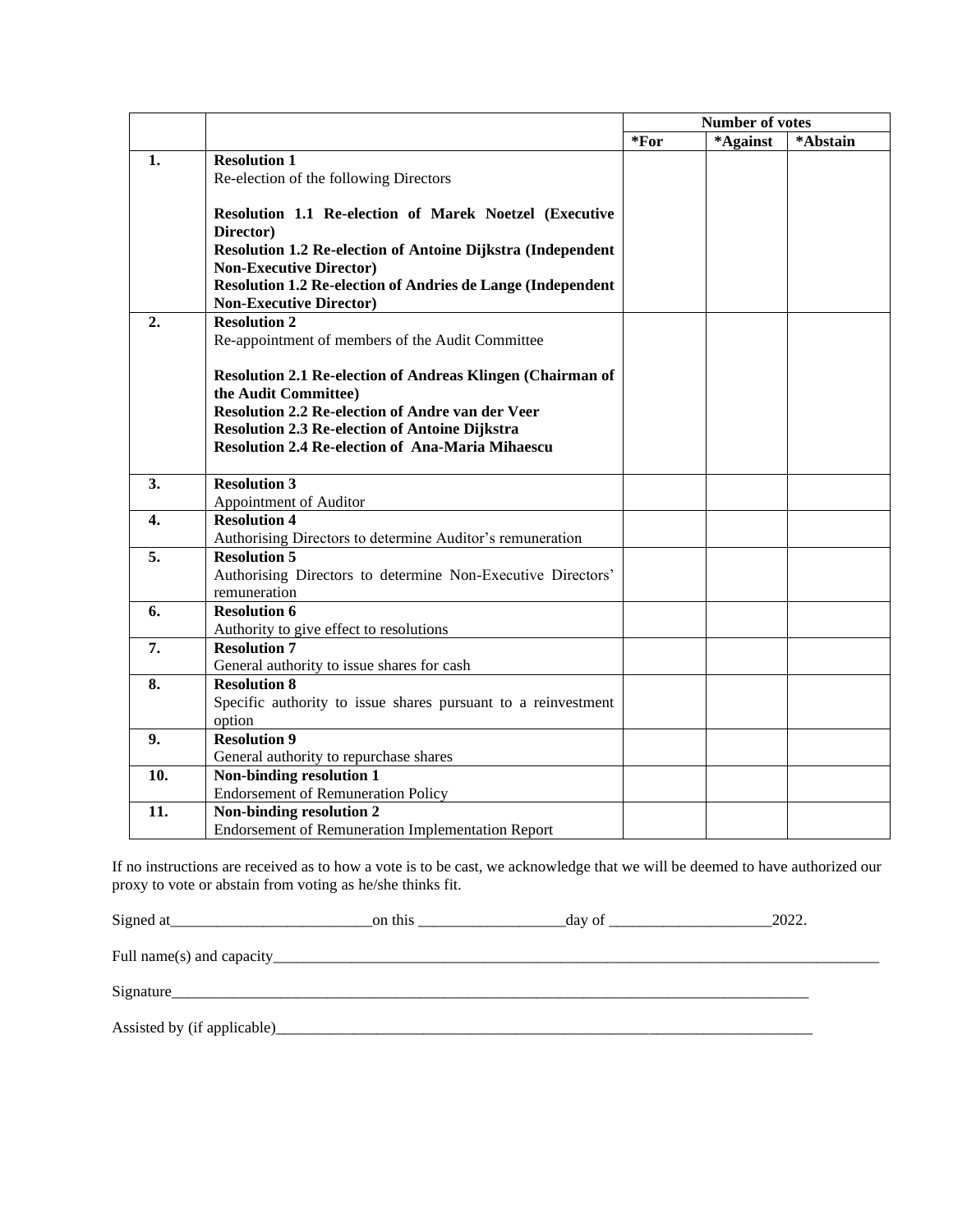| | | Number of votes | | |
|---|---|---|---|---|
| | | *For | *Against | *Abstain |
| **1.** | **Resolution 1**<br>Re-election of the following Directors<br><br>**Resolution 1.1 Re-election of Marek Noetzel (Executive Director)**<br>**Resolution 1.2 Re-election of Antoine Dijkstra (Independent Non-Executive Director)**<br>**Resolution 1.2 Re-election of Andries de Lange (Independent Non-Executive Director)** | | | |
| **2.** | **Resolution 2**<br>Re-appointment of members of the Audit Committee<br><br>**Resolution 2.1 Re-election of Andreas Klingen (Chairman of the Audit Committee)**<br>**Resolution 2.2 Re-election of Andre van der Veer**<br>**Resolution 2.3 Re-election of Antoine Dijkstra**<br>**Resolution 2.4 Re-election of Ana-Maria Mihaescu** | | | |
| **3.** | **Resolution 3**<br>Appointment of Auditor | | | |
| **4.** | **Resolution 4**<br>Authorising Directors to determine Auditor's remuneration | | | |
| **5.** | **Resolution 5**<br>Authorising Directors to determine Non-Executive Directors' remuneration | | | |
| **6.** | **Resolution 6**<br>Authority to give effect to resolutions | | | |
| **7.** | **Resolution 7**<br>General authority to issue shares for cash | | | |
| **8.** | **Resolution 8**<br>Specific authority to issue shares pursuant to a reinvestment option | | | |
| **9.** | **Resolution 9**<br>General authority to repurchase shares | | | |
| **10.** | **Non-binding resolution 1**<br>Endorsement of Remuneration Policy | | | |
| **11.** | **Non-binding resolution 2**<br>Endorsement of Remuneration Implementation Report | | | |

If no instructions are received as to how a vote is to be cast, we acknowledge that we will be deemed to have authorized our proxy to vote or abstain from voting as he/she thinks fit.

Signed at__________________________on this ___________________day of _____________________2022.

Full name(s) and capacity____________________________________________________________________________________

Signature____________________________________________________________________________________

Assisted by (if applicable)____________________________________________________________________________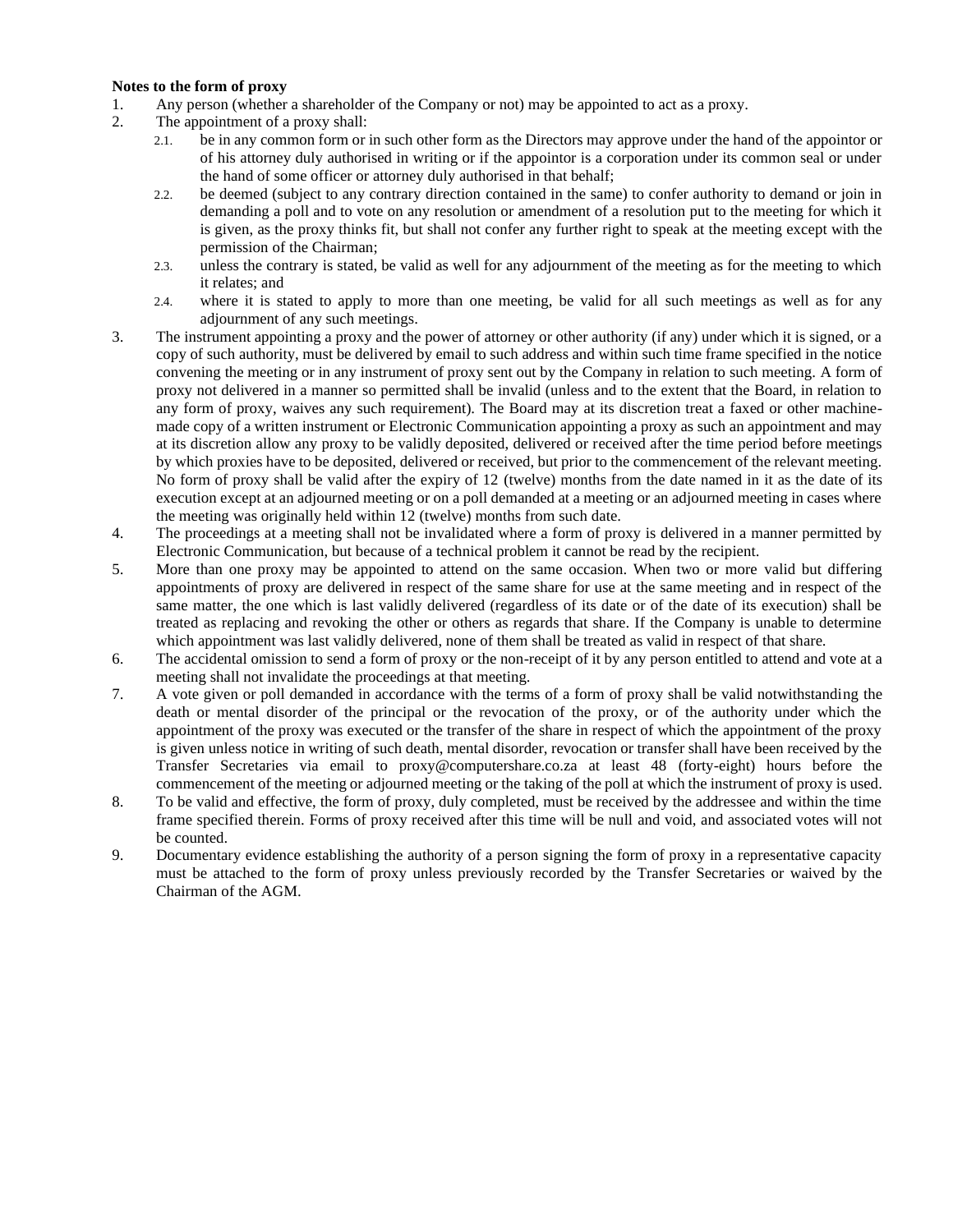**Notes to the form of proxy**

1. Any person (whether a shareholder of the Company or not) may be appointed to act as a proxy.
2. The appointment of a proxy shall:
   - 2.1. be in any common form or in such other form as the Directors may approve under the hand of the appointor or of his attorney duly authorised in writing or if the appointor is a corporation under its common seal or under the hand of some officer or attorney duly authorised in that behalf;
   - 2.2. be deemed (subject to any contrary direction contained in the same) to confer authority to demand or join in demanding a poll and to vote on any resolution or amendment of a resolution put to the meeting for which it is given, as the proxy thinks fit, but shall not confer any further right to speak at the meeting except with the permission of the Chairman;
   - 2.3. unless the contrary is stated, be valid as well for any adjournment of the meeting as for the meeting to which it relates; and
   - 2.4. where it is stated to apply to more than one meeting, be valid for all such meetings as well as for any adjournment of any such meetings.
3. The instrument appointing a proxy and the power of attorney or other authority (if any) under which it is signed, or a copy of such authority, must be delivered by email to such address and within such time frame specified in the notice convening the meeting or in any instrument of proxy sent out by the Company in relation to such meeting. A form of proxy not delivered in a manner so permitted shall be invalid (unless and to the extent that the Board, in relation to any form of proxy, waives any such requirement). The Board may at its discretion treat a faxed or other machine-made copy of a written instrument or Electronic Communication appointing a proxy as such an appointment and may at its discretion allow any proxy to be validly deposited, delivered or received after the time period before meetings by which proxies have to be deposited, delivered or received, but prior to the commencement of the relevant meeting. No form of proxy shall be valid after the expiry of 12 (twelve) months from the date named in it as the date of its execution except at an adjourned meeting or on a poll demanded at a meeting or an adjourned meeting in cases where the meeting was originally held within 12 (twelve) months from such date.
4. The proceedings at a meeting shall not be invalidated where a form of proxy is delivered in a manner permitted by Electronic Communication, but because of a technical problem it cannot be read by the recipient.
5. More than one proxy may be appointed to attend on the same occasion. When two or more valid but differing appointments of proxy are delivered in respect of the same share for use at the same meeting and in respect of the same matter, the one which is last validly delivered (regardless of its date or of the date of its execution) shall be treated as replacing and revoking the other or others as regards that share. If the Company is unable to determine which appointment was last validly delivered, none of them shall be treated as valid in respect of that share.
6. The accidental omission to send a form of proxy or the non-receipt of it by any person entitled to attend and vote at a meeting shall not invalidate the proceedings at that meeting.
7. A vote given or poll demanded in accordance with the terms of a form of proxy shall be valid notwithstanding the death or mental disorder of the principal or the revocation of the proxy, or of the authority under which the appointment of the proxy was executed or the transfer of the share in respect of which the appointment of the proxy is given unless notice in writing of such death, mental disorder, revocation or transfer shall have been received by the Transfer Secretaries via email to proxy@computershare.co.za at least 48 (forty-eight) hours before the commencement of the meeting or adjourned meeting or the taking of the poll at which the instrument of proxy is used.
8. To be valid and effective, the form of proxy, duly completed, must be received by the addressee and within the time frame specified therein. Forms of proxy received after this time will be null and void, and associated votes will not be counted.
9. Documentary evidence establishing the authority of a person signing the form of proxy in a representative capacity must be attached to the form of proxy unless previously recorded by the Transfer Secretaries or waived by the Chairman of the AGM.